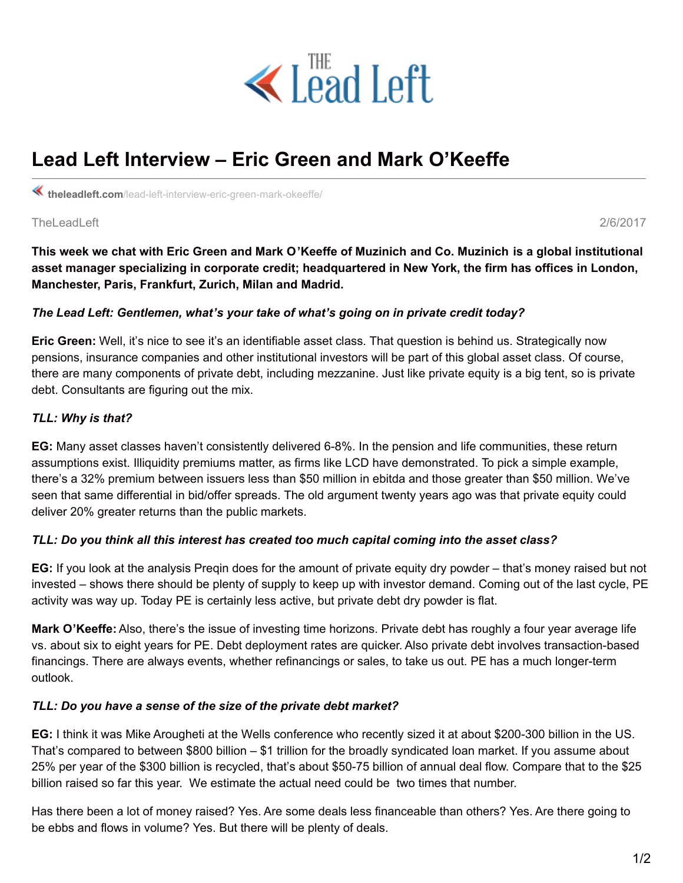THE Lead Left

# Lead Left Interview – Eric Green and Mark O'Keeffe

theleadleft.com/lead-left-interview-eric-green-mark-okeeffe/

TheLeadLeft 2/6/2017

**This week we chat with Eric Green and Mark O'Keeffe of Muzinich and Co. Muzinich is a global institutional asset manager specializing in corporate credit; headquartered in New York, the firm has offices in London, Manchester, Paris, Frankfurt, Zurich, Milan and Madrid.**

***The Lead Left: Gentlemen, what's your take of what's going on in private credit today?***

**Eric Green:** Well, it's nice to see it's an identifiable asset class. That question is behind us. Strategically now pensions, insurance companies and other institutional investors will be part of this global asset class. Of course, there are many components of private debt, including mezzanine. Just like private equity is a big tent, so is private debt. Consultants are figuring out the mix.

***TLL: Why is that?***

**EG:** Many asset classes haven't consistently delivered 6-8%. In the pension and life communities, these return assumptions exist. Illiquidity premiums matter, as firms like LCD have demonstrated. To pick a simple example, there's a 32% premium between issuers less than $50 million in ebitda and those greater than $50 million. We've seen that same differential in bid/offer spreads. The old argument twenty years ago was that private equity could deliver 20% greater returns than the public markets.

***TLL: Do you think all this interest has created too much capital coming into the asset class?***

**EG:** If you look at the analysis Preqin does for the amount of private equity dry powder – that's money raised but not invested – shows there should be plenty of supply to keep up with investor demand. Coming out of the last cycle, PE activity was way up. Today PE is certainly less active, but private debt dry powder is flat.

**Mark O'Keeffe:** Also, there's the issue of investing time horizons. Private debt has roughly a four year average life vs. about six to eight years for PE. Debt deployment rates are quicker. Also private debt involves transaction-based financings. There are always events, whether refinancings or sales, to take us out. PE has a much longer-term outlook.

***TLL: Do you have a sense of the size of the private debt market?***

**EG:** I think it was Mike Arougheti at the Wells conference who recently sized it at about $200-300 billion in the US. That's compared to between $800 billion – $1 trillion for the broadly syndicated loan market. If you assume about 25% per year of the $300 billion is recycled, that's about $50-75 billion of annual deal flow. Compare that to the $25 billion raised so far this year. We estimate the actual need could be two times that number.

Has there been a lot of money raised? Yes. Are some deals less financeable than others? Yes. Are there going to be ebbs and flows in volume? Yes. But there will be plenty of deals.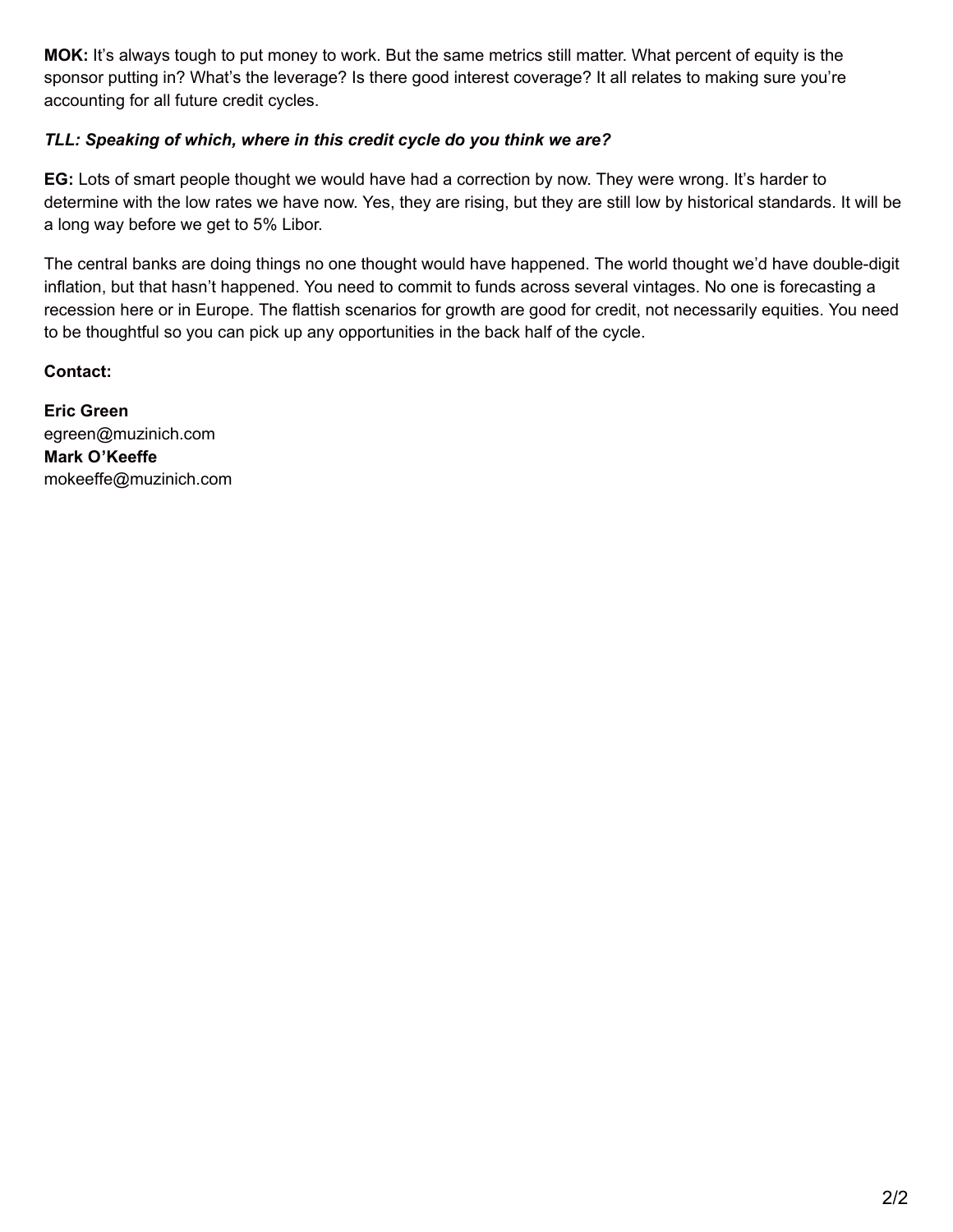**MOK:** It's always tough to put money to work. But the same metrics still matter. What percent of equity is the sponsor putting in? What's the leverage? Is there good interest coverage? It all relates to making sure you're accounting for all future credit cycles.

***TLL: Speaking of which, where in this credit cycle do you think we are?***

**EG:** Lots of smart people thought we would have had a correction by now. They were wrong. It's harder to determine with the low rates we have now. Yes, they are rising, but they are still low by historical standards. It will be a long way before we get to 5% Libor.

The central banks are doing things no one thought would have happened. The world thought we'd have double-digit inflation, but that hasn't happened. You need to commit to funds across several vintages. No one is forecasting a recession here or in Europe. The flattish scenarios for growth are good for credit, not necessarily equities. You need to be thoughtful so you can pick up any opportunities in the back half of the cycle.

**Contact:**

**Eric Green**
egreen@muzinich.com
**Mark O'Keeffe**
mokeeffe@muzinich.com